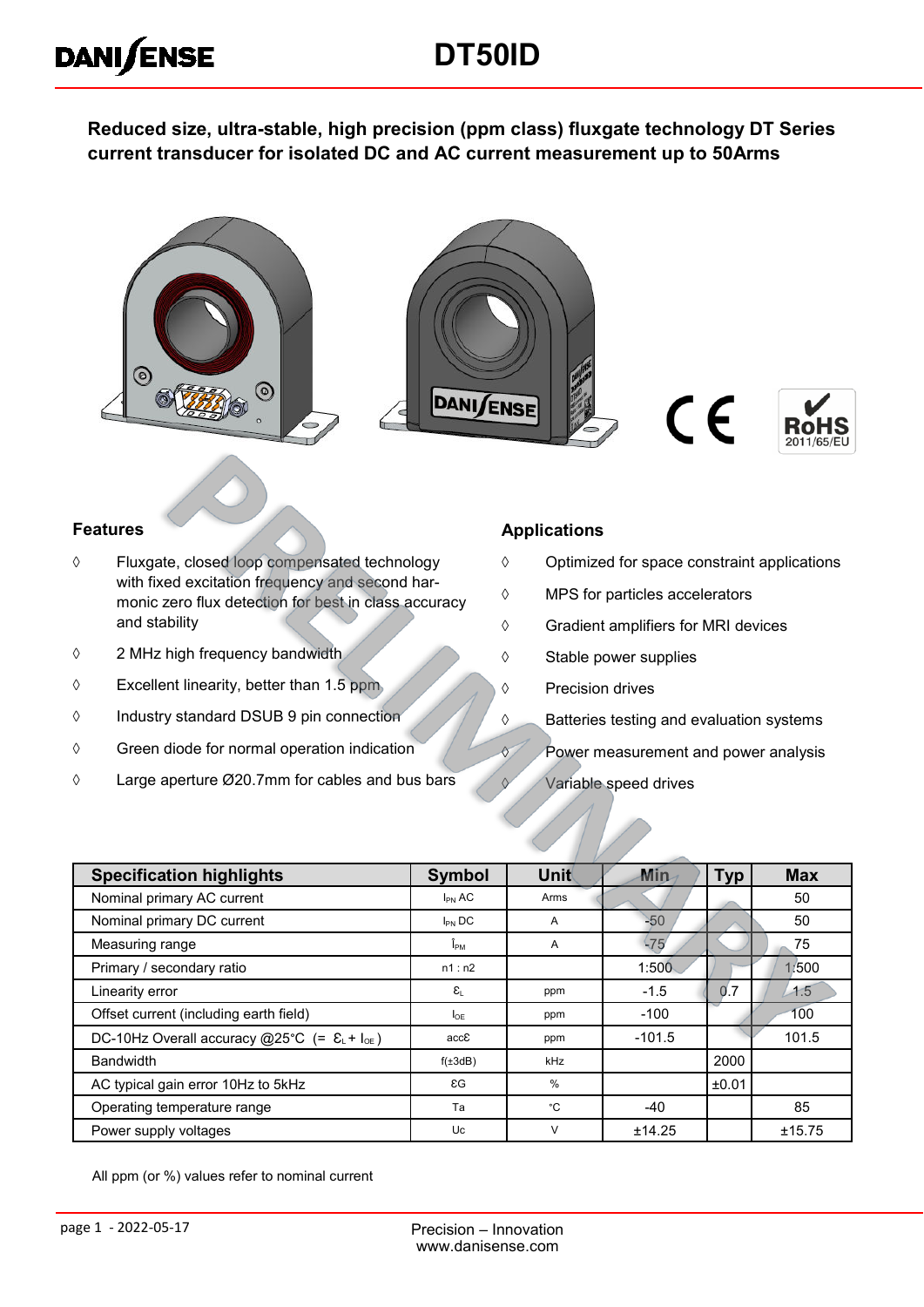# DT50ID

**Reduced size, ultra-stable, high precision (ppm class) fluxgate technology DT Series current transducer for isolated DC and AC current measurement up to 50Arms**

PRELIMINARY

### Features

- ◊ Fluxgate, closed loop compensated technology with fixed excitation frequency and second harmonic zero flux detection for best in class accuracy and stability
- ◊ 2 MHz high frequency bandwidth
- ◊ Excellent linearity, better than 1.5 ppm
- ◊ Industry standard DSUB 9 pin connection
- ◊ Green diode for normal operation indication
- ◊ Large aperture Ø20.7mm for cables and bus bars

### Applications

- ◊ Optimized for space constraint applications
- ◊ MPS for particles accelerators
- ◊ Gradient amplifiers for MRI devices
- ◊ Stable power supplies
- ◊ Precision drives
- ◊ Batteries testing and evaluation systems
- ◊ Power measurement and power analysis
- ◊ Variable speed drives

| Specification highlights | Symbol | Unit | Min | Typ | Max |
|---|---|---|---|---|---|
| Nominal primary AC current | $I_{PN}$ AC | Arms | | | 50 |
| Nominal primary DC current | $I_{PN}$ DC | A | -50 | | 50 |
| Measuring range | $\hat{I}_{PM}$ | A | -75 | | 75 |
| Primary / secondary ratio | n1 : n2 | | 1:500 | | 1:500 |
| Linearity error | $\varepsilon_L$ | ppm | -1.5 | 0.7 | 1.5 |
| Offset current (including earth field) | $I_{OE}$ | ppm | -100 | | 100 |
| DC-10Hz Overall accuracy @25°C (= $\varepsilon_L + I_{OE}$) | acc$\varepsilon$ | ppm | -101.5 | | 101.5 |
| Bandwidth | f(±3dB) | kHz | | 2000 | |
| AC typical gain error 10Hz to 5kHz | $\varepsilon G$ | % | | ±0.01 | |
| Operating temperature range | Ta | °C | -40 | | 85 |
| Power supply voltages | Uc | V | ±14.25 | | ±15.75 |

All ppm (or %) values refer to nominal current

page 1 - 2022-05-17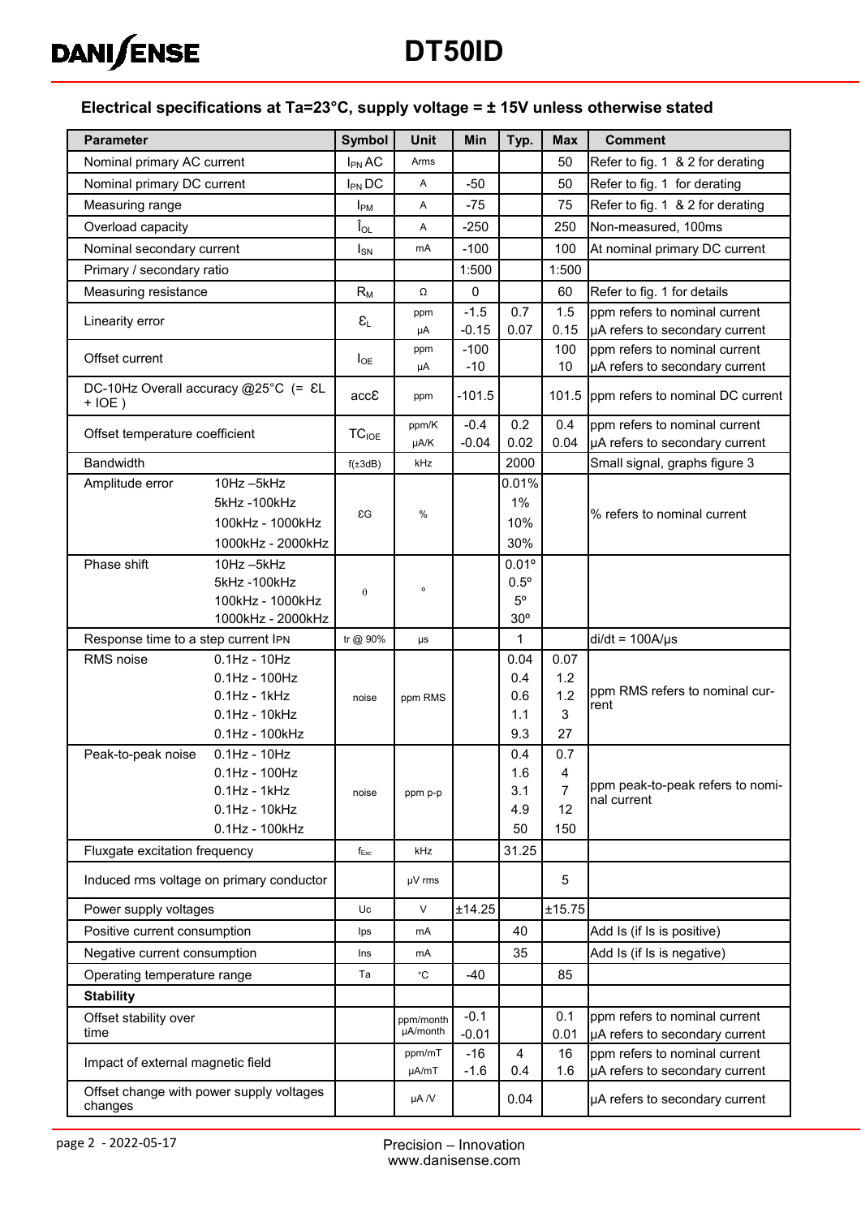## Electrical specifications at Ta=23°C, supply voltage = ± 15V unless otherwise stated

| Parameter | | Symbol | Unit | Min | Typ. | Max | Comment |
|---|---|---|---|---|---|---|---|
| Nominal primary AC current | | $I_{PN}$ AC | Arms | | | 50 | Refer to fig. 1 & 2 for derating |
| Nominal primary DC current | | $I_{PN}$ DC | A | -50 | | 50 | Refer to fig. 1 for derating |
| Measuring range | | $I_{PM}$ | A | -75 | | 75 | Refer to fig. 1 & 2 for derating |
| Overload capacity | | $\hat{I}_{OL}$ | A | -250 | | 250 | Non-measured, 100ms |
| Nominal secondary current | | $I_{SN}$ | mA | -100 | | 100 | At nominal primary DC current |
| Primary / secondary ratio | | | | 1:500 | | 1:500 | |
| Measuring resistance | | $R_M$ | Ω | 0 | | 60 | Refer to fig. 1 for details |
| Linearity error | | $\varepsilon_L$ | ppm<br>µA | -1.5<br>-0.15 | 0.7<br>0.07 | 1.5<br>0.15 | ppm refers to nominal current<br>µA refers to secondary current |
| Offset current | | $I_{OE}$ | ppm<br>µA | -100<br>-10 | | 100<br>10 | ppm refers to nominal current<br>µA refers to secondary current |
| DC-10Hz Overall accuracy @25°C (= $\varepsilon_L$ + IOE ) | | acc$\varepsilon$ | ppm | -101.5 | | 101.5 | ppm refers to nominal DC current |
| Offset temperature coefficient | | $TC_{IOE}$ | ppm/K<br>µA/K | -0.4<br>-0.04 | 0.2<br>0.02 | 0.4<br>0.04 | ppm refers to nominal current<br>µA refers to secondary current |
| Bandwidth | | f(±3dB) | kHz | | 2000 | | Small signal, graphs figure 3 |
| Amplitude error | 10Hz –5kHz<br>5kHz -100kHz<br>100kHz - 1000kHz<br>1000kHz - 2000kHz | $\varepsilon G$ | % | | 0.01%<br>1%<br>10%<br>30% | | % refers to nominal current |
| Phase shift | 10Hz –5kHz<br>5kHz -100kHz<br>100kHz - 1000kHz<br>1000kHz - 2000kHz | θ | ° | | 0.01°<br>0.5°<br>5°<br>30° | | |
| Response time to a step current IPN | | tr @ 90% | µs | | 1 | | di/dt = 100A/µs |
| RMS noise | 0.1Hz - 10Hz<br>0.1Hz - 100Hz<br>0.1Hz - 1kHz<br>0.1Hz - 10kHz<br>0.1Hz - 100kHz | noise | ppm RMS | | 0.04<br>0.4<br>0.6<br>1.1<br>9.3 | 0.07<br>1.2<br>1.2<br>3<br>27 | ppm RMS refers to nominal current |
| Peak-to-peak noise | 0.1Hz - 10Hz<br>0.1Hz - 100Hz<br>0.1Hz - 1kHz<br>0.1Hz - 10kHz<br>0.1Hz - 100kHz | noise | ppm p-p | | 0.4<br>1.6<br>3.1<br>4.9<br>50 | 0.7<br>4<br>7<br>12<br>150 | ppm peak-to-peak refers to nominal current |
| Fluxgate excitation frequency | | $f_{Exc}$ | kHz | | 31.25 | | |
| Induced rms voltage on primary conductor | | | µV rms | | | 5 | |
| Power supply voltages | | Uc | V | ±14.25 | | ±15.75 | |
| Positive current consumption | | Ips | mA | | 40 | | Add Is (if Is is positive) |
| Negative current consumption | | Ins | mA | | 35 | | Add Is (if Is is negative) |
| Operating temperature range | | Ta | °C | -40 | | 85 | |
| **Stability** | | | | | | | |
| Offset stability over time | | | ppm/month<br>µA/month | -0.1<br>-0.01 | | 0.1<br>0.01 | ppm refers to nominal current<br>µA refers to secondary current |
| Impact of external magnetic field | | | ppm/mT<br>µA/mT | -16<br>-1.6 | 4<br>0.4 | 16<br>1.6 | ppm refers to nominal current<br>µA refers to secondary current |
| Offset change with power supply voltages changes | | | µA /V | | 0.04 | | µA refers to secondary current |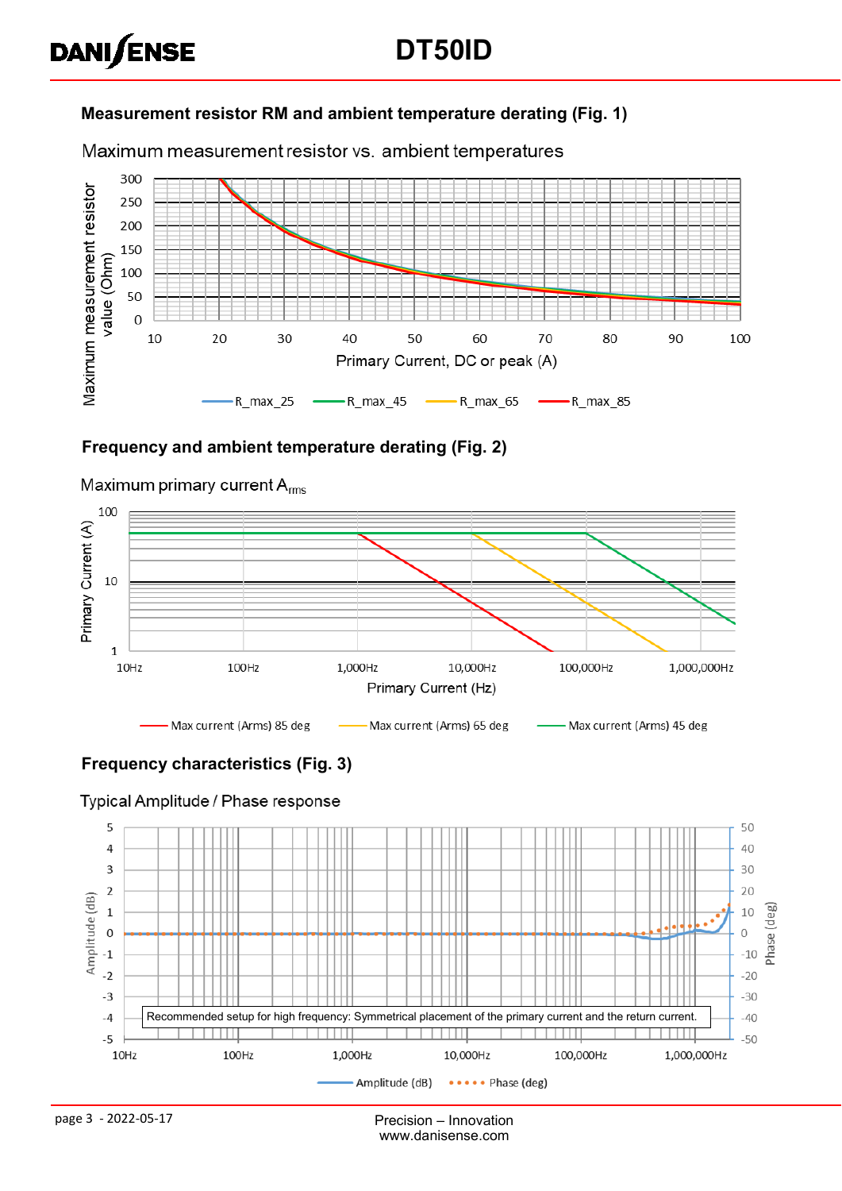### Measurement resistor RM and ambient temperature derating (Fig. 1)

Maximum measurement resistor vs. ambient temperatures

Maximum measurement resistor value (Ohm)

Primary Current, DC or peak (A)

R_max_25 R_max_45 R_max_65 R_max_85

### Frequency and ambient temperature derating (Fig. 2)

Maximum primary current $A_{rms}$

Primary Current (A)

Primary Current (Hz)

Max current (Arms) 85 deg Max current (Arms) 65 deg Max current (Arms) 45 deg

### Frequency characteristics (Fig. 3)

Typical Amplitude / Phase response

Recommended setup for high frequency: Symmetrical placement of the primary current and the return current.

Amplitude (dB) Phase (deg)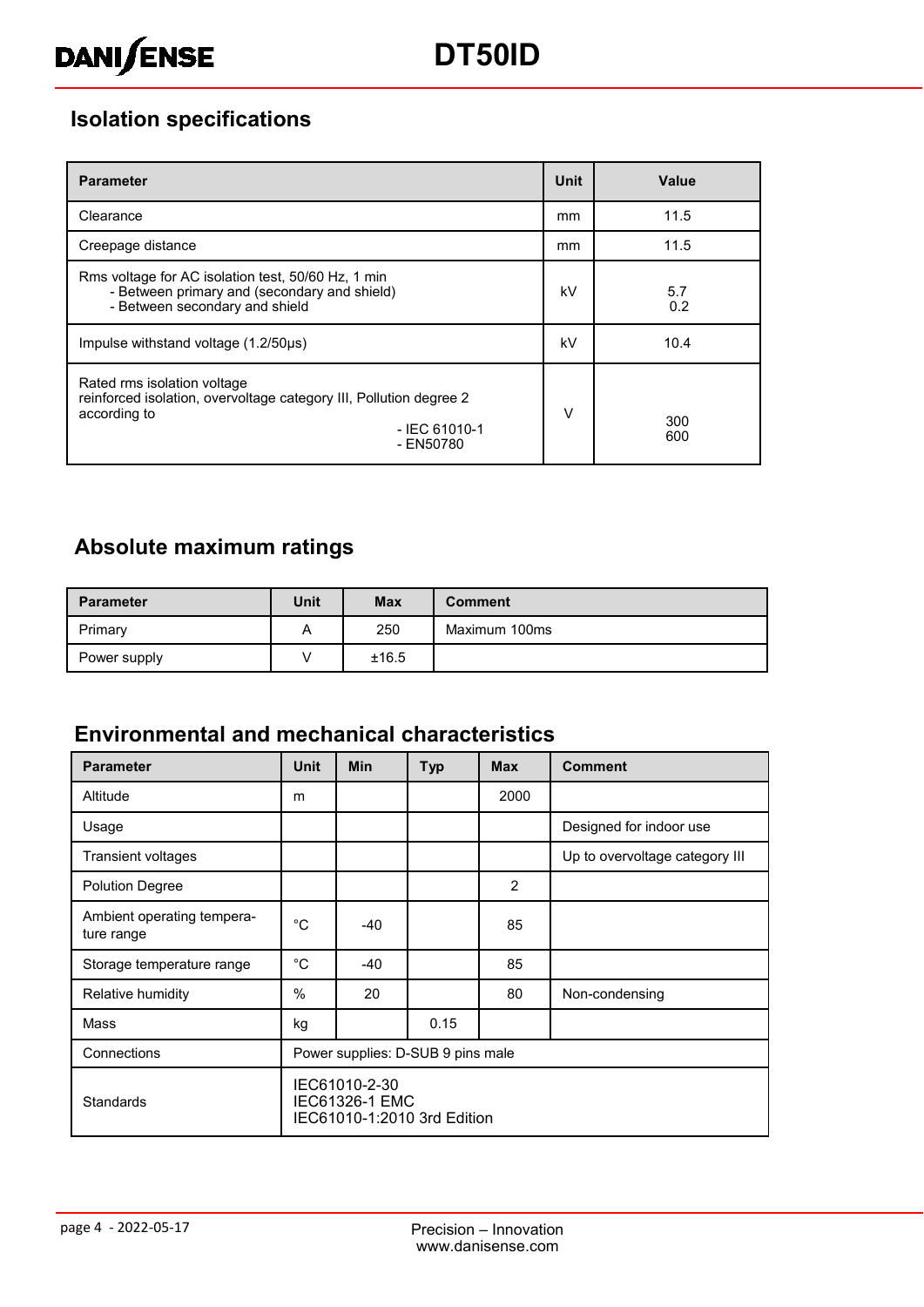## Isolation specifications

| Parameter | Unit | Value |
| --- | --- | --- |
| Clearance | mm | 11.5 |
| Creepage distance | mm | 11.5 |
| Rms voltage for AC isolation test, 50/60 Hz, 1 min<br>- Between primary and (secondary and shield)<br>- Between secondary and shield | kV | 5.7<br>0.2 |
| Impulse withstand voltage (1.2/50µs) | kV | 10.4 |
| Rated rms isolation voltage<br>reinforced isolation, overvoltage category III, Pollution degree 2 according to<br>- IEC 61010-1<br>- EN50780 | V | 300<br>600 |

## Absolute maximum ratings

| Parameter | Unit | Max | Comment |
| --- | --- | --- | --- |
| Primary | A | 250 | Maximum 100ms |
| Power supply | V | ±16.5 | |

## Environmental and mechanical characteristics

| Parameter | Unit | Min | Typ | Max | Comment |
| --- | --- | --- | --- | --- | --- |
| Altitude | m | | | 2000 | |
| Usage | | | | | Designed for indoor use |
| Transient voltages | | | | | Up to overvoltage category III |
| Polution Degree | | | | 2 | |
| Ambient operating temperature range | °C | -40 | | 85 | |
| Storage temperature range | °C | -40 | | 85 | |
| Relative humidity | % | 20 | | 80 | Non-condensing |
| Mass | kg | | 0.15 | | |
| Connections | Power supplies: D-SUB 9 pins male | | | | |
| Standards | IEC61010-2-30<br>IEC61326-1 EMC<br>IEC61010-1:2010 3rd Edition | | | | |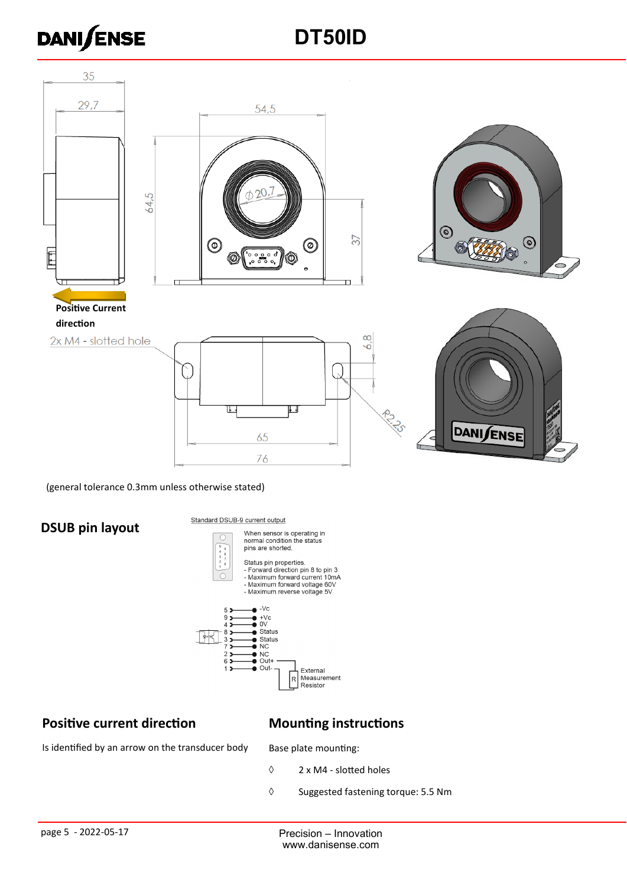35

29,7

54,5

64,5

⌀20,7

37

Positive Current direction

2x M4 - slotted hole

6,8

R2,25

65

76

(general tolerance 0.3mm unless otherwise stated)

## DSUB pin layout

Standard DSUB-9 current output

When sensor is operating in normal condition the status pins are shorted.

Status pin properties.
- Forward direction pin 8 to pin 3
- Maximum forward current 10mA
- Maximum forward voltage 60V
- Maximum reverse voltage 5V

5 -Vc
9 +Vc
4 0V
8 Status
3 Status
7 NC
2 NC
6 Out+
1 Out-

External Measurement Resistor

## Positive current direction

Is identified by an arrow on the transducer body

## Mounting instructions

Base plate mounting:

- 2 x M4 - slotted holes
- Suggested fastening torque: 5.5 Nm